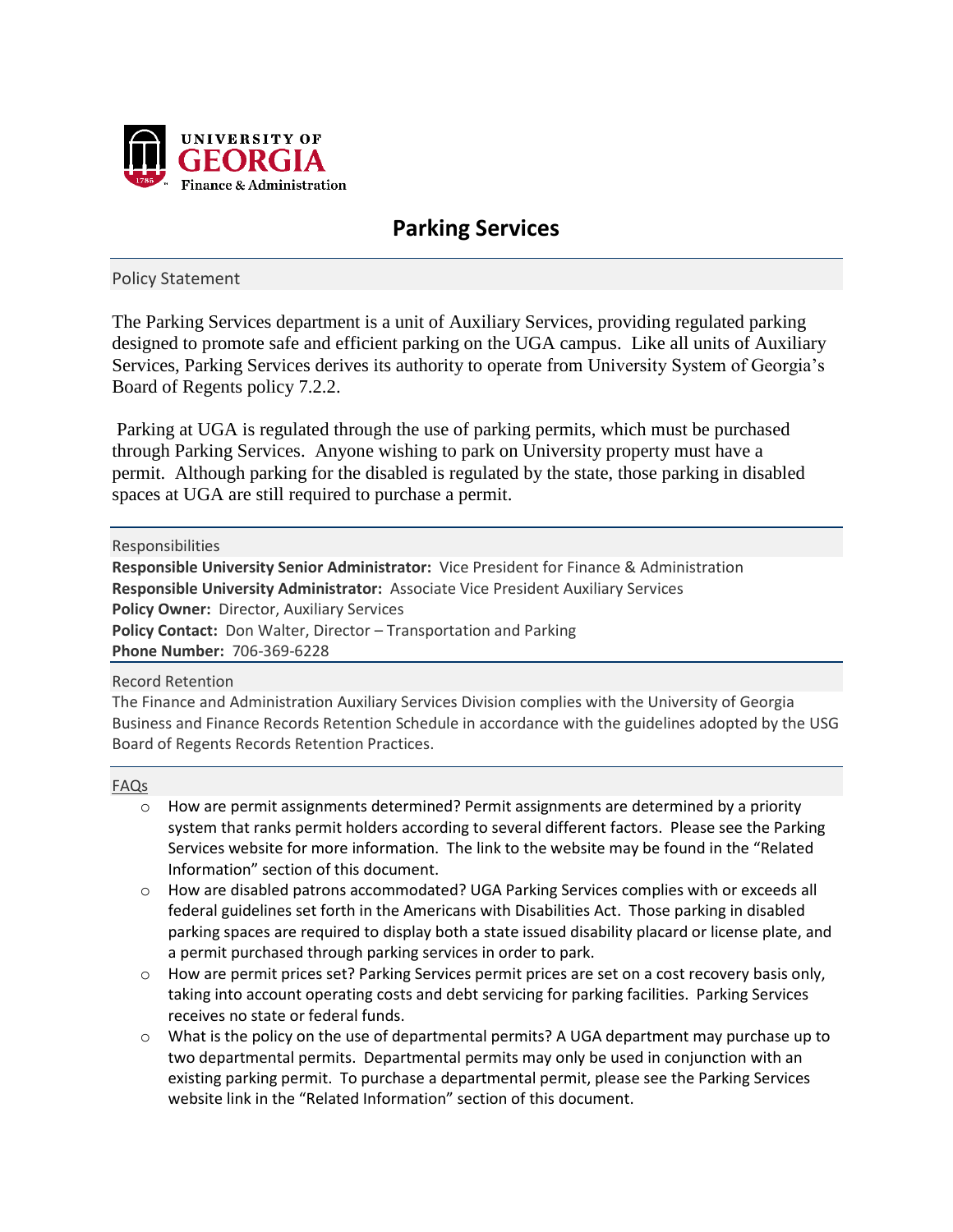UNIVERSITY OF GEORGIA
Finance & Administration

# Parking Services

## Policy Statement

The Parking Services department is a unit of Auxiliary Services, providing regulated parking designed to promote safe and efficient parking on the UGA campus. Like all units of Auxiliary Services, Parking Services derives its authority to operate from University System of Georgia's Board of Regents policy 7.2.2.

Parking at UGA is regulated through the use of parking permits, which must be purchased through Parking Services. Anyone wishing to park on University property must have a permit. Although parking for the disabled is regulated by the state, those parking in disabled spaces at UGA are still required to purchase a permit.

## Responsibilities

**Responsible University Senior Administrator:** Vice President for Finance & Administration
**Responsible University Administrator:** Associate Vice President Auxiliary Services
**Policy Owner:** Director, Auxiliary Services
**Policy Contact:** Don Walter, Director – Transportation and Parking
**Phone Number:** 706-369-6228

## Record Retention

The Finance and Administration Auxiliary Services Division complies with the University of Georgia Business and Finance Records Retention Schedule in accordance with the guidelines adopted by the USG Board of Regents Records Retention Practices.

## FAQs

- How are permit assignments determined? Permit assignments are determined by a priority system that ranks permit holders according to several different factors. Please see the Parking Services website for more information. The link to the website may be found in the "Related Information" section of this document.
- How are disabled patrons accommodated? UGA Parking Services complies with or exceeds all federal guidelines set forth in the Americans with Disabilities Act. Those parking in disabled parking spaces are required to display both a state issued disability placard or license plate, and a permit purchased through parking services in order to park.
- How are permit prices set? Parking Services permit prices are set on a cost recovery basis only, taking into account operating costs and debt servicing for parking facilities. Parking Services receives no state or federal funds.
- What is the policy on the use of departmental permits? A UGA department may purchase up to two departmental permits. Departmental permits may only be used in conjunction with an existing parking permit. To purchase a departmental permit, please see the Parking Services website link in the "Related Information" section of this document.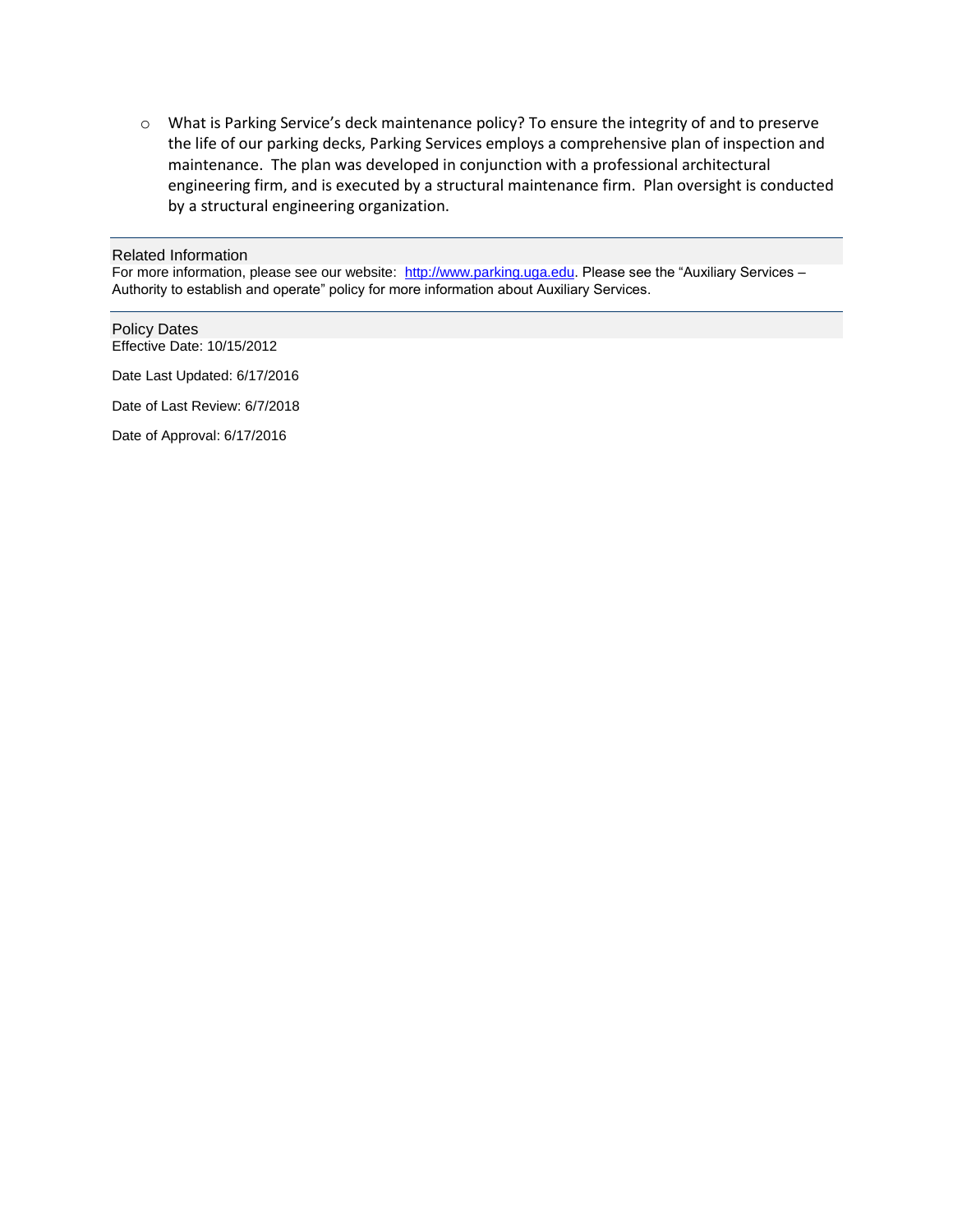- What is Parking Service's deck maintenance policy? To ensure the integrity of and to preserve the life of our parking decks, Parking Services employs a comprehensive plan of inspection and maintenance. The plan was developed in conjunction with a professional architectural engineering firm, and is executed by a structural maintenance firm. Plan oversight is conducted by a structural engineering organization.

## Related Information

For more information, please see our website: [http://www.parking.uga.edu](http://www.parking.uga.edu). Please see the "Auxiliary Services – Authority to establish and operate" policy for more information about Auxiliary Services.

## Policy Dates

Effective Date: 10/15/2012

Date Last Updated: 6/17/2016

Date of Last Review: 6/7/2018

Date of Approval: 6/17/2016